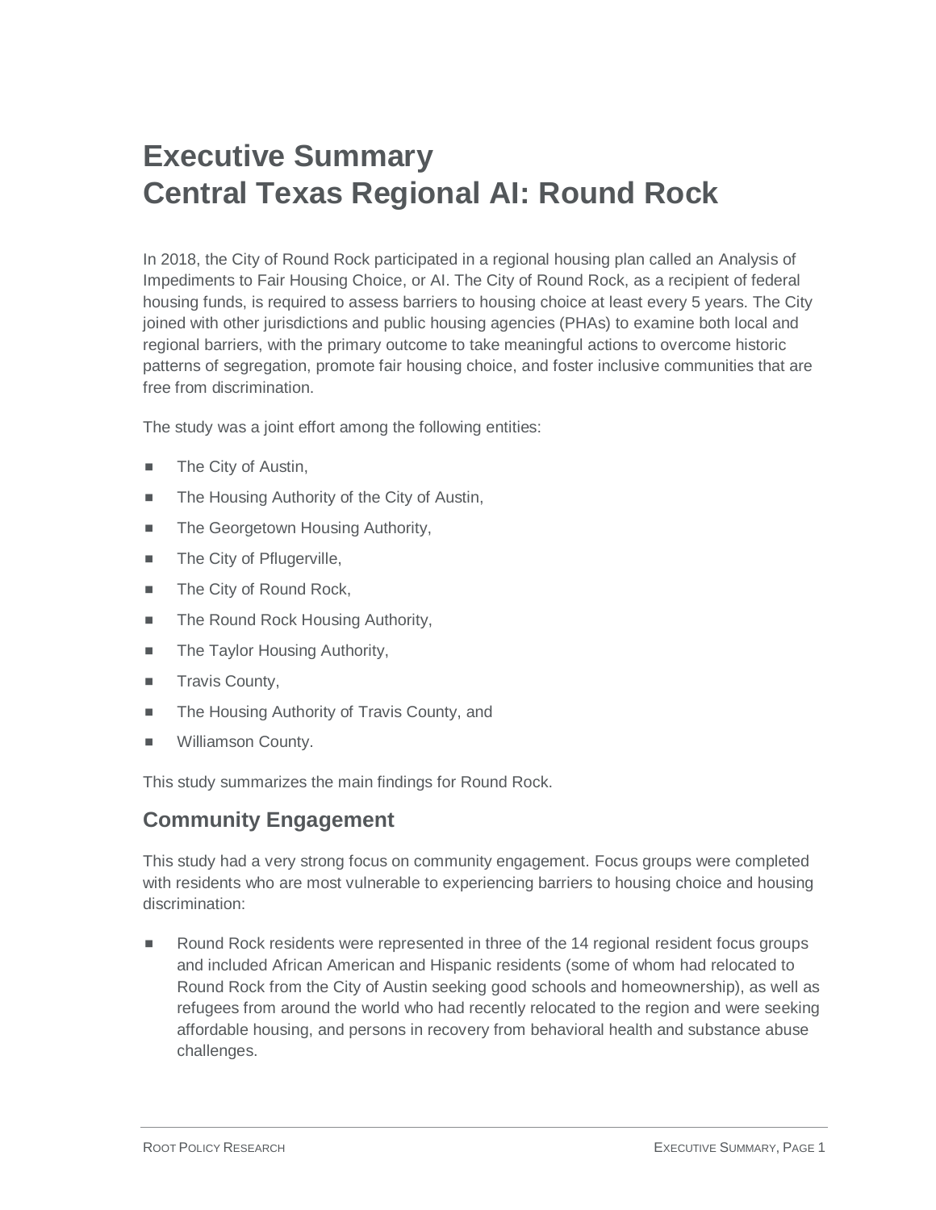# Executive Summary
# Central Texas Regional AI: Round Rock

In 2018, the City of Round Rock participated in a regional housing plan called an Analysis of Impediments to Fair Housing Choice, or AI. The City of Round Rock, as a recipient of federal housing funds, is required to assess barriers to housing choice at least every 5 years. The City joined with other jurisdictions and public housing agencies (PHAs) to examine both local and regional barriers, with the primary outcome to take meaningful actions to overcome historic patterns of segregation, promote fair housing choice, and foster inclusive communities that are free from discrimination.

The study was a joint effort among the following entities:

- The City of Austin,
- The Housing Authority of the City of Austin,
- The Georgetown Housing Authority,
- The City of Pflugerville,
- The City of Round Rock,
- The Round Rock Housing Authority,
- The Taylor Housing Authority,
- Travis County,
- The Housing Authority of Travis County, and
- Williamson County.

This study summarizes the main findings for Round Rock.

## Community Engagement

This study had a very strong focus on community engagement. Focus groups were completed with residents who are most vulnerable to experiencing barriers to housing choice and housing discrimination:

- Round Rock residents were represented in three of the 14 regional resident focus groups and included African American and Hispanic residents (some of whom had relocated to Round Rock from the City of Austin seeking good schools and homeownership), as well as refugees from around the world who had recently relocated to the region and were seeking affordable housing, and persons in recovery from behavioral health and substance abuse challenges.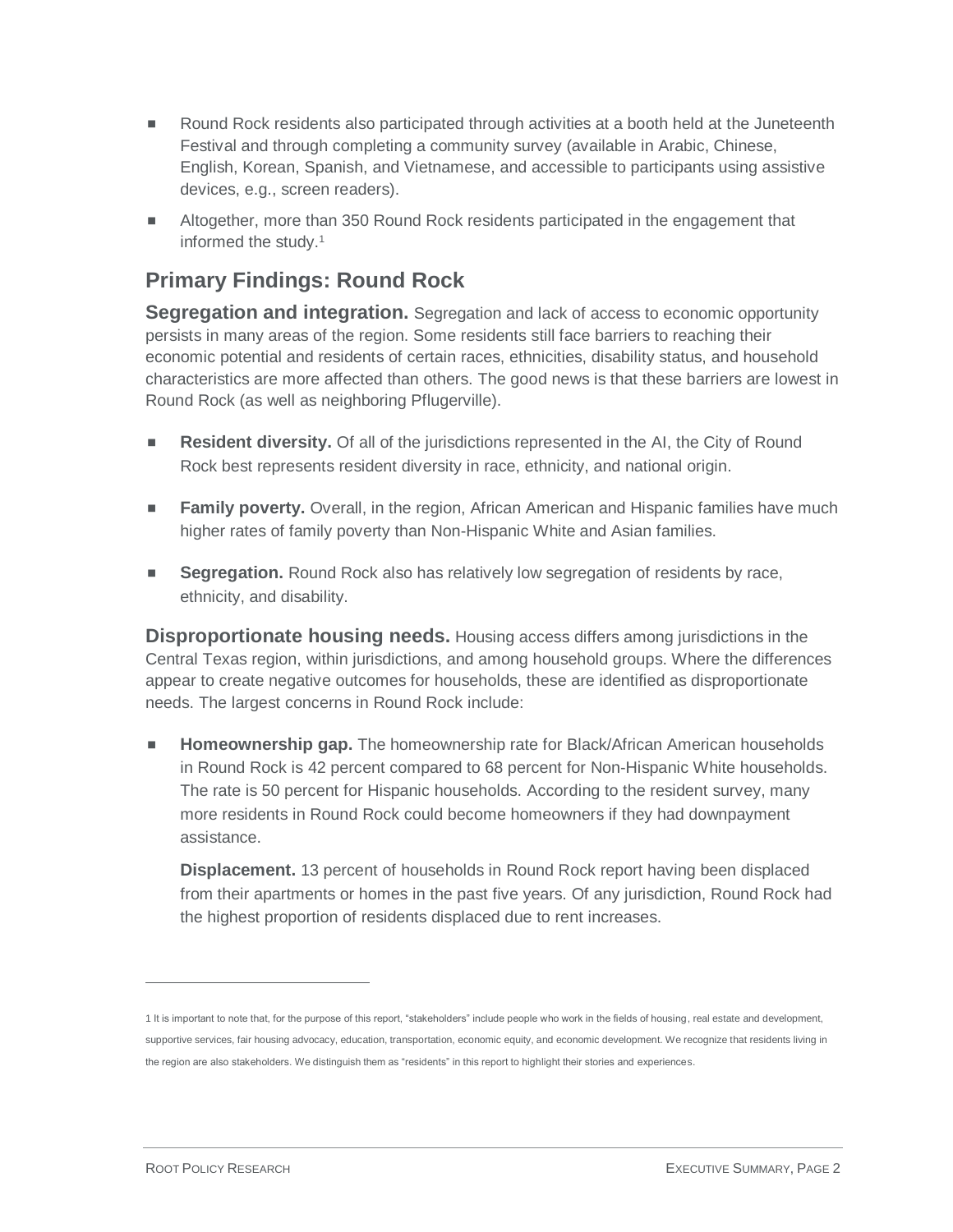- Round Rock residents also participated through activities at a booth held at the Juneteenth Festival and through completing a community survey (available in Arabic, Chinese, English, Korean, Spanish, and Vietnamese, and accessible to participants using assistive devices, e.g., screen readers).
- Altogether, more than 350 Round Rock residents participated in the engagement that informed the study.[1]

## Primary Findings: Round Rock

**Segregation and integration.** Segregation and lack of access to economic opportunity persists in many areas of the region. Some residents still face barriers to reaching their economic potential and residents of certain races, ethnicities, disability status, and household characteristics are more affected than others. The good news is that these barriers are lowest in Round Rock (as well as neighboring Pflugerville).

- **Resident diversity.** Of all of the jurisdictions represented in the AI, the City of Round Rock best represents resident diversity in race, ethnicity, and national origin.
- **Family poverty.** Overall, in the region, African American and Hispanic families have much higher rates of family poverty than Non-Hispanic White and Asian families.
- **Segregation.** Round Rock also has relatively low segregation of residents by race, ethnicity, and disability.

**Disproportionate housing needs.** Housing access differs among jurisdictions in the Central Texas region, within jurisdictions, and among household groups. Where the differences appear to create negative outcomes for households, these are identified as disproportionate needs. The largest concerns in Round Rock include:

- **Homeownership gap.** The homeownership rate for Black/African American households in Round Rock is 42 percent compared to 68 percent for Non-Hispanic White households. The rate is 50 percent for Hispanic households. According to the resident survey, many more residents in Round Rock could become homeowners if they had downpayment assistance.

  **Displacement.** 13 percent of households in Round Rock report having been displaced from their apartments or homes in the past five years. Of any jurisdiction, Round Rock had the highest proportion of residents displaced due to rent increases.

---

[1] It is important to note that, for the purpose of this report, "stakeholders" include people who work in the fields of housing, real estate and development, supportive services, fair housing advocacy, education, transportation, economic equity, and economic development. We recognize that residents living in the region are also stakeholders. We distinguish them as "residents" in this report to highlight their stories and experiences.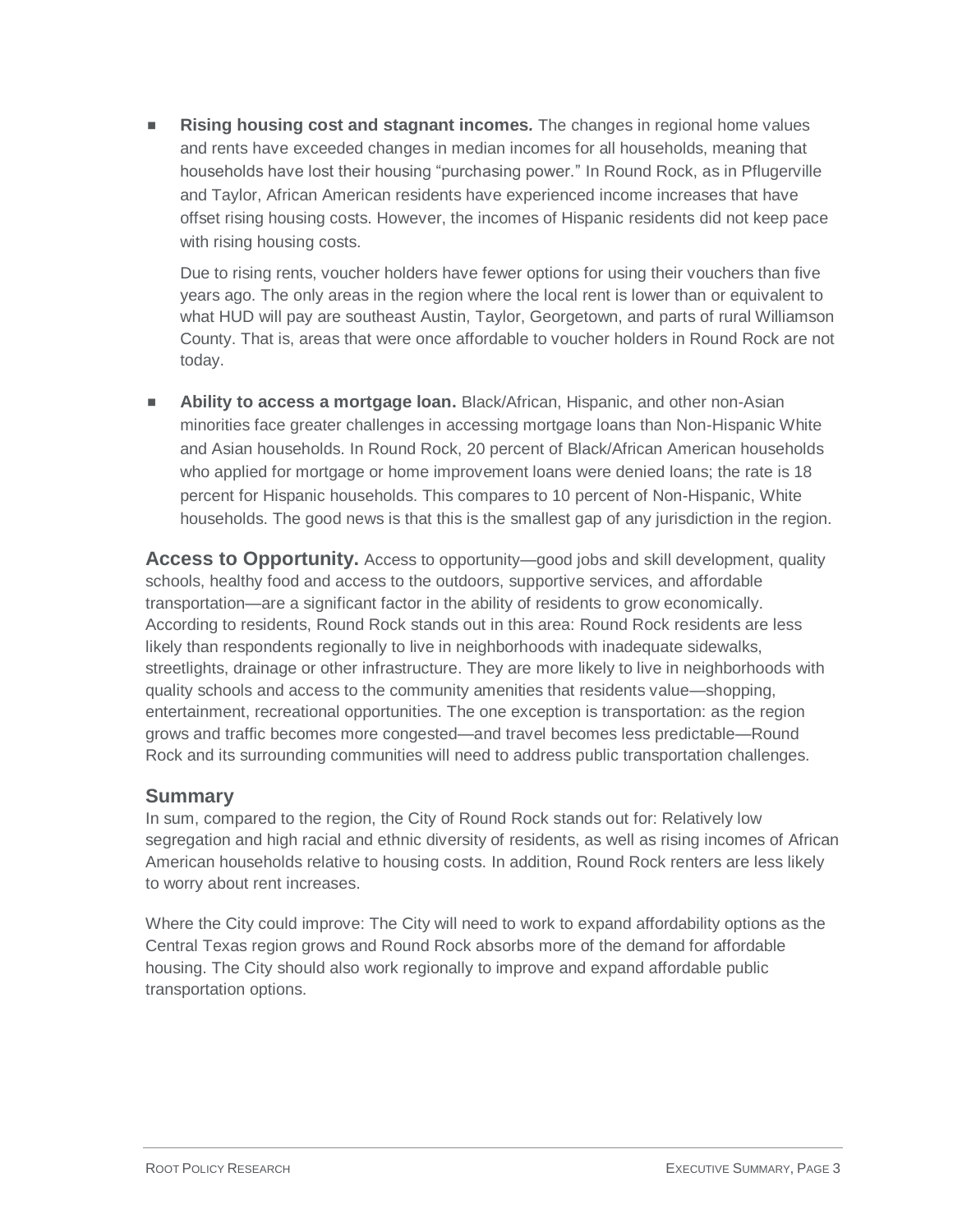- **Rising housing cost and stagnant incomes.** The changes in regional home values and rents have exceeded changes in median incomes for all households, meaning that households have lost their housing "purchasing power." In Round Rock, as in Pflugerville and Taylor, African American residents have experienced income increases that have offset rising housing costs. However, the incomes of Hispanic residents did not keep pace with rising housing costs.

  Due to rising rents, voucher holders have fewer options for using their vouchers than five years ago. The only areas in the region where the local rent is lower than or equivalent to what HUD will pay are southeast Austin, Taylor, Georgetown, and parts of rural Williamson County. That is, areas that were once affordable to voucher holders in Round Rock are not today.

- **Ability to access a mortgage loan.** Black/African, Hispanic, and other non-Asian minorities face greater challenges in accessing mortgage loans than Non-Hispanic White and Asian households. In Round Rock, 20 percent of Black/African American households who applied for mortgage or home improvement loans were denied loans; the rate is 18 percent for Hispanic households. This compares to 10 percent of Non-Hispanic, White households. The good news is that this is the smallest gap of any jurisdiction in the region.

**Access to Opportunity.** Access to opportunity—good jobs and skill development, quality schools, healthy food and access to the outdoors, supportive services, and affordable transportation—are a significant factor in the ability of residents to grow economically. According to residents, Round Rock stands out in this area: Round Rock residents are less likely than respondents regionally to live in neighborhoods with inadequate sidewalks, streetlights, drainage or other infrastructure. They are more likely to live in neighborhoods with quality schools and access to the community amenities that residents value—shopping, entertainment, recreational opportunities. The one exception is transportation: as the region grows and traffic becomes more congested—and travel becomes less predictable—Round Rock and its surrounding communities will need to address public transportation challenges.

## Summary

In sum, compared to the region, the City of Round Rock stands out for: Relatively low segregation and high racial and ethnic diversity of residents, as well as rising incomes of African American households relative to housing costs. In addition, Round Rock renters are less likely to worry about rent increases.

Where the City could improve: The City will need to work to expand affordability options as the Central Texas region grows and Round Rock absorbs more of the demand for affordable housing. The City should also work regionally to improve and expand affordable public transportation options.